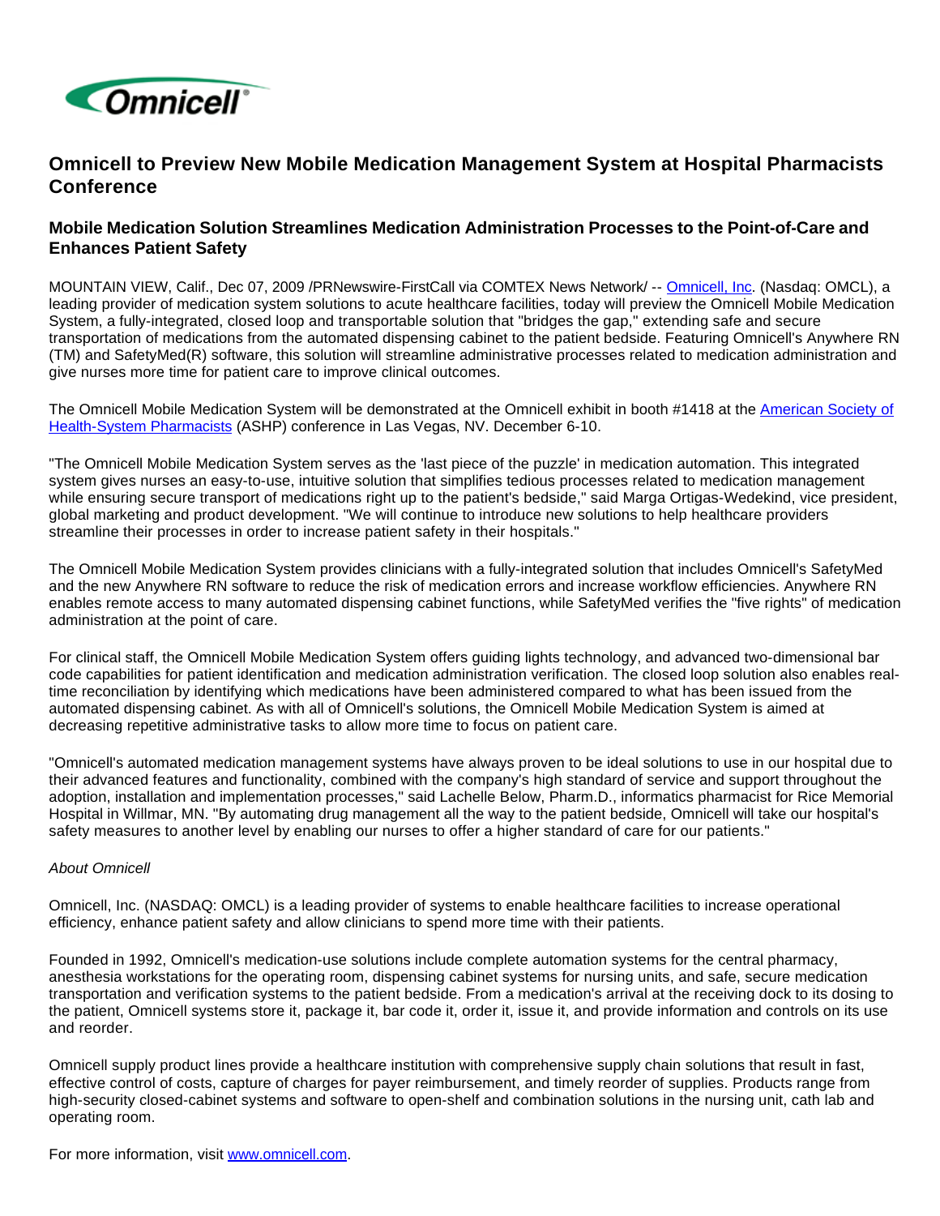Omnicell

# Omnicell to Preview New Mobile Medication Management System at Hospital Pharmacists Conference

## Mobile Medication Solution Streamlines Medication Administration Processes to the Point-of-Care and Enhances Patient Safety

MOUNTAIN VIEW, Calif., Dec 07, 2009 /PRNewswire-FirstCall via COMTEX News Network/ -- Omnicell, Inc. (Nasdaq: OMCL), a leading provider of medication system solutions to acute healthcare facilities, today will preview the Omnicell Mobile Medication System, a fully-integrated, closed loop and transportable solution that "bridges the gap," extending safe and secure transportation of medications from the automated dispensing cabinet to the patient bedside. Featuring Omnicell's Anywhere RN (TM) and SafetyMed(R) software, this solution will streamline administrative processes related to medication administration and give nurses more time for patient care to improve clinical outcomes.

The Omnicell Mobile Medication System will be demonstrated at the Omnicell exhibit in booth #1418 at the American Society of Health-System Pharmacists (ASHP) conference in Las Vegas, NV. December 6-10.

"The Omnicell Mobile Medication System serves as the 'last piece of the puzzle' in medication automation. This integrated system gives nurses an easy-to-use, intuitive solution that simplifies tedious processes related to medication management while ensuring secure transport of medications right up to the patient's bedside," said Marga Ortigas-Wedekind, vice president, global marketing and product development. "We will continue to introduce new solutions to help healthcare providers streamline their processes in order to increase patient safety in their hospitals."

The Omnicell Mobile Medication System provides clinicians with a fully-integrated solution that includes Omnicell's SafetyMed and the new Anywhere RN software to reduce the risk of medication errors and increase workflow efficiencies. Anywhere RN enables remote access to many automated dispensing cabinet functions, while SafetyMed verifies the "five rights" of medication administration at the point of care.

For clinical staff, the Omnicell Mobile Medication System offers guiding lights technology, and advanced two-dimensional bar code capabilities for patient identification and medication administration verification. The closed loop solution also enables real-time reconciliation by identifying which medications have been administered compared to what has been issued from the automated dispensing cabinet. As with all of Omnicell's solutions, the Omnicell Mobile Medication System is aimed at decreasing repetitive administrative tasks to allow more time to focus on patient care.

"Omnicell's automated medication management systems have always proven to be ideal solutions to use in our hospital due to their advanced features and functionality, combined with the company's high standard of service and support throughout the adoption, installation and implementation processes," said Lachelle Below, Pharm.D., informatics pharmacist for Rice Memorial Hospital in Willmar, MN. "By automating drug management all the way to the patient bedside, Omnicell will take our hospital's safety measures to another level by enabling our nurses to offer a higher standard of care for our patients."

*About Omnicell*

Omnicell, Inc. (NASDAQ: OMCL) is a leading provider of systems to enable healthcare facilities to increase operational efficiency, enhance patient safety and allow clinicians to spend more time with their patients.

Founded in 1992, Omnicell's medication-use solutions include complete automation systems for the central pharmacy, anesthesia workstations for the operating room, dispensing cabinet systems for nursing units, and safe, secure medication transportation and verification systems to the patient bedside. From a medication's arrival at the receiving dock to its dosing to the patient, Omnicell systems store it, package it, bar code it, order it, issue it, and provide information and controls on its use and reorder.

Omnicell supply product lines provide a healthcare institution with comprehensive supply chain solutions that result in fast, effective control of costs, capture of charges for payer reimbursement, and timely reorder of supplies. Products range from high-security closed-cabinet systems and software to open-shelf and combination solutions in the nursing unit, cath lab and operating room.

For more information, visit www.omnicell.com.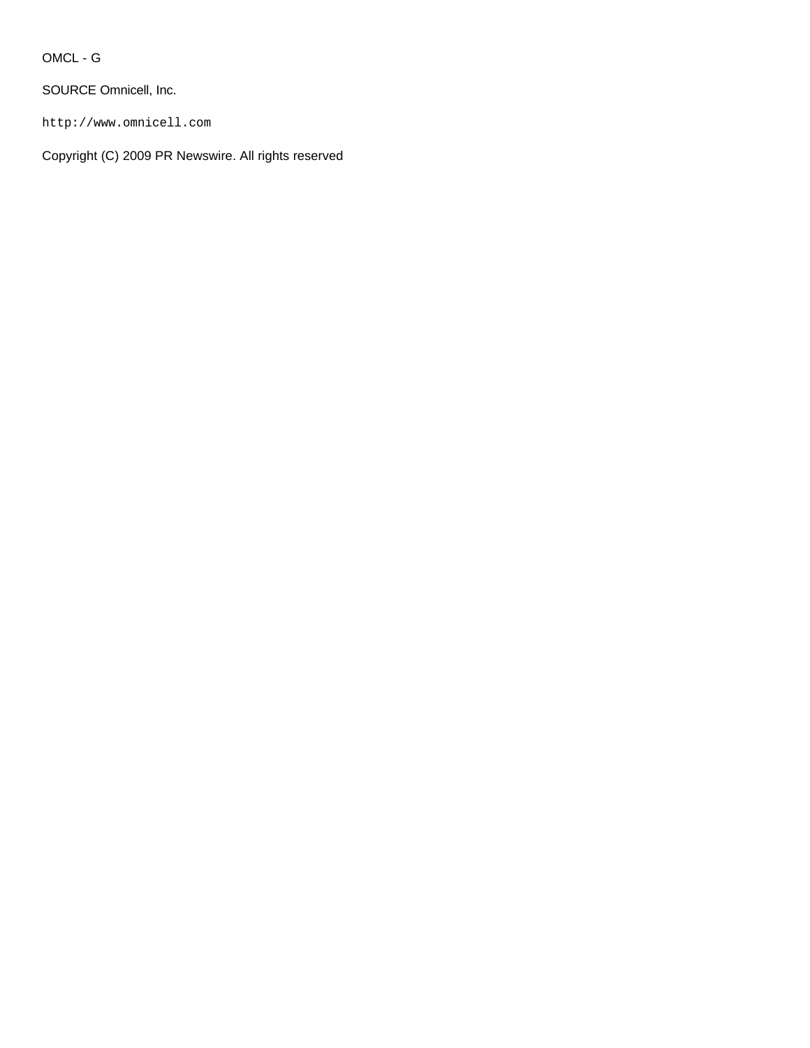OMCL - G

SOURCE Omnicell, Inc.

http://www.omnicell.com

Copyright (C) 2009 PR Newswire. All rights reserved